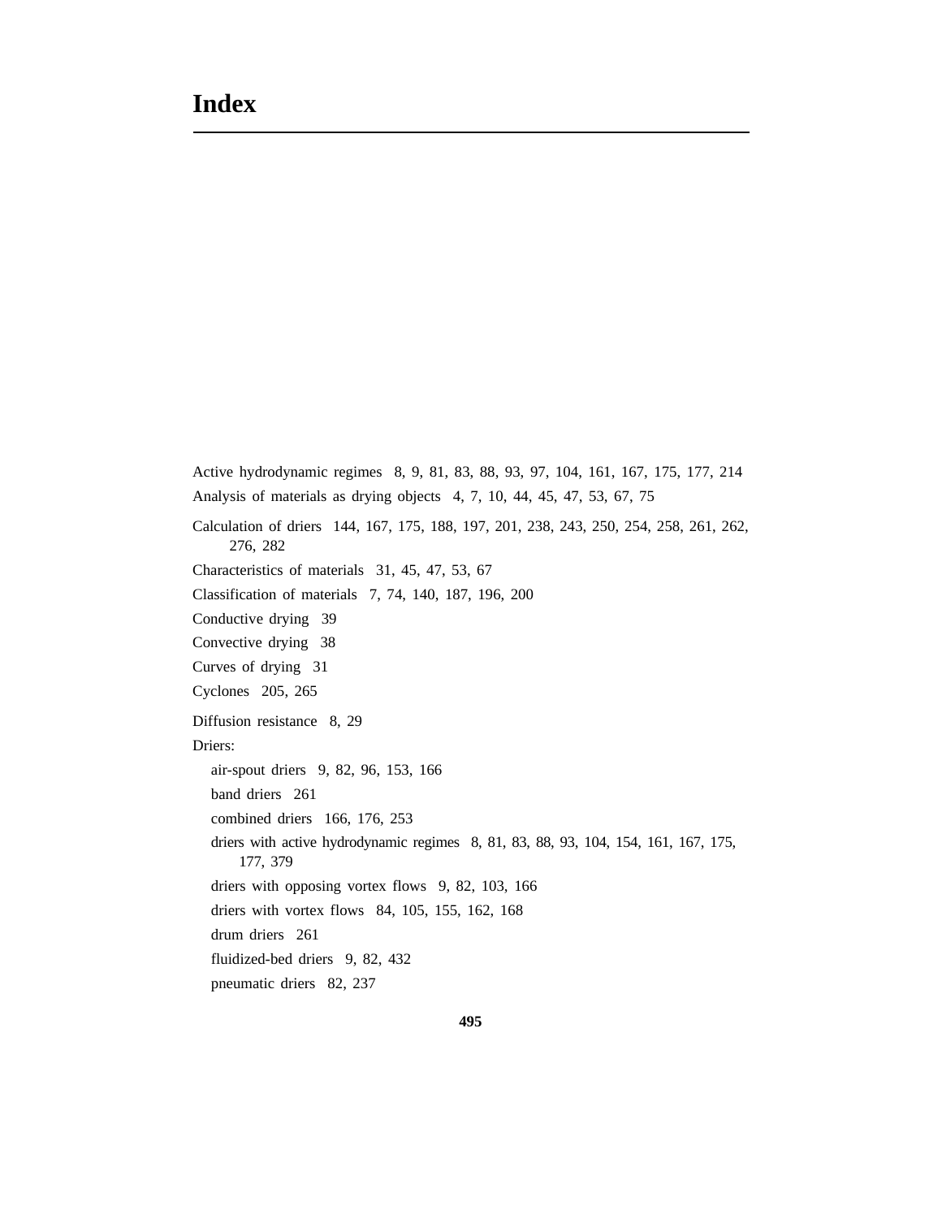# Index

Active hydrodynamic regimes 8, 9, 81, 83, 88, 93, 97, 104, 161, 167, 175, 177, 214

Analysis of materials as drying objects 4, 7, 10, 44, 45, 47, 53, 67, 75

Calculation of driers 144, 167, 175, 188, 197, 201, 238, 243, 250, 254, 258, 261, 262, 276, 282

Characteristics of materials 31, 45, 47, 53, 67

Classification of materials 7, 74, 140, 187, 196, 200

Conductive drying 39

Convective drying 38

Curves of drying 31

Cyclones 205, 265

Diffusion resistance 8, 29

Driers:

- air-spout driers 9, 82, 96, 153, 166
- band driers 261
- combined driers 166, 176, 253
- driers with active hydrodynamic regimes 8, 81, 83, 88, 93, 104, 154, 161, 167, 175, 177, 379
- driers with opposing vortex flows 9, 82, 103, 166
- driers with vortex flows 84, 105, 155, 162, 168
- drum driers 261
- fluidized-bed driers 9, 82, 432
- pneumatic driers 82, 237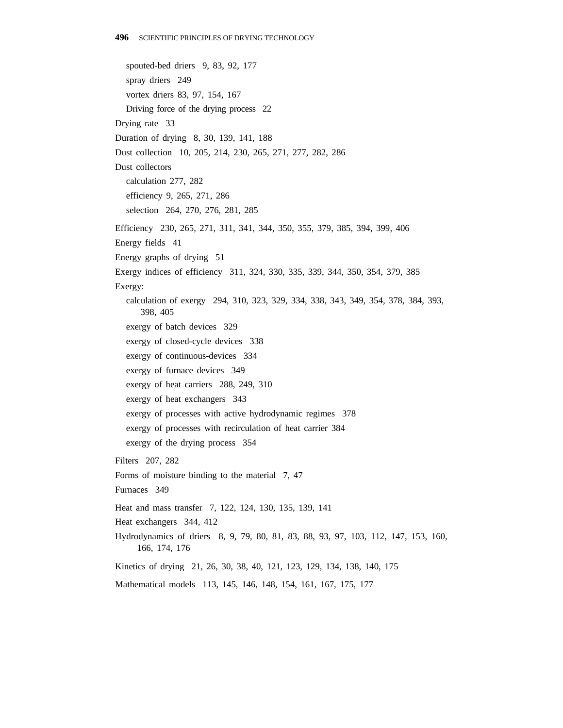spouted-bed driers 9, 83, 92, 177
spray driers 249
vortex driers 83, 97, 154, 167
Driving force of the drying process 22

Drying rate 33

Duration of drying 8, 30, 139, 141, 188

Dust collection 10, 205, 214, 230, 265, 271, 277, 282, 286

Dust collectors
calculation 277, 282
efficiency 9, 265, 271, 286
selection 264, 270, 276, 281, 285

Efficiency 230, 265, 271, 311, 341, 344, 350, 355, 379, 385, 394, 399, 406

Energy fields 41

Energy graphs of drying 51

Exergy indices of efficiency 311, 324, 330, 335, 339, 344, 350, 354, 379, 385

Exergy:
calculation of exergy 294, 310, 323, 329, 334, 338, 343, 349, 354, 378, 384, 393, 398, 405
exergy of batch devices 329
exergy of closed-cycle devices 338
exergy of continuous-devices 334
exergy of furnace devices 349
exergy of heat carriers 288, 249, 310
exergy of heat exchangers 343
exergy of processes with active hydrodynamic regimes 378
exergy of processes with recirculation of heat carrier 384
exergy of the drying process 354

Filters 207, 282

Forms of moisture binding to the material 7, 47

Furnaces 349

Heat and mass transfer 7, 122, 124, 130, 135, 139, 141

Heat exchangers 344, 412

Hydrodynamics of driers 8, 9, 79, 80, 81, 83, 88, 93, 97, 103, 112, 147, 153, 160, 166, 174, 176

Kinetics of drying 21, 26, 30, 38, 40, 121, 123, 129, 134, 138, 140, 175

Mathematical models 113, 145, 146, 148, 154, 161, 167, 175, 177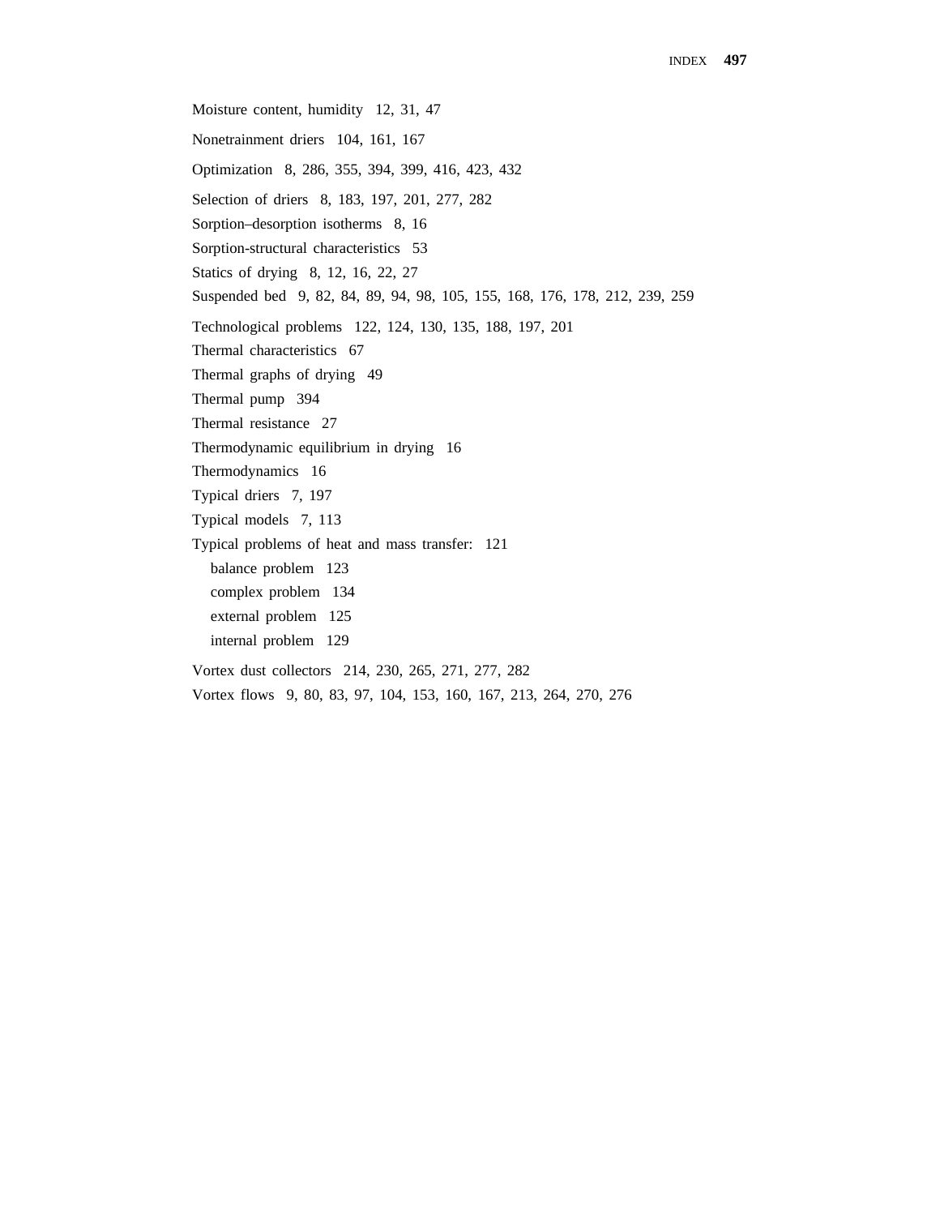Moisture content, humidity 12, 31, 47

Nonetrainment driers 104, 161, 167

Optimization 8, 286, 355, 394, 399, 416, 423, 432

Selection of driers 8, 183, 197, 201, 277, 282
Sorption–desorption isotherms 8, 16
Sorption-structural characteristics 53
Statics of drying 8, 12, 16, 22, 27
Suspended bed 9, 82, 84, 89, 94, 98, 105, 155, 168, 176, 178, 212, 239, 259

Technological problems 122, 124, 130, 135, 188, 197, 201
Thermal characteristics 67
Thermal graphs of drying 49
Thermal pump 394
Thermal resistance 27
Thermodynamic equilibrium in drying 16
Thermodynamics 16
Typical driers 7, 197
Typical models 7, 113
Typical problems of heat and mass transfer: 121
  balance problem 123
  complex problem 134
  external problem 125
  internal problem 129

Vortex dust collectors 214, 230, 265, 271, 277, 282
Vortex flows 9, 80, 83, 97, 104, 153, 160, 167, 213, 264, 270, 276